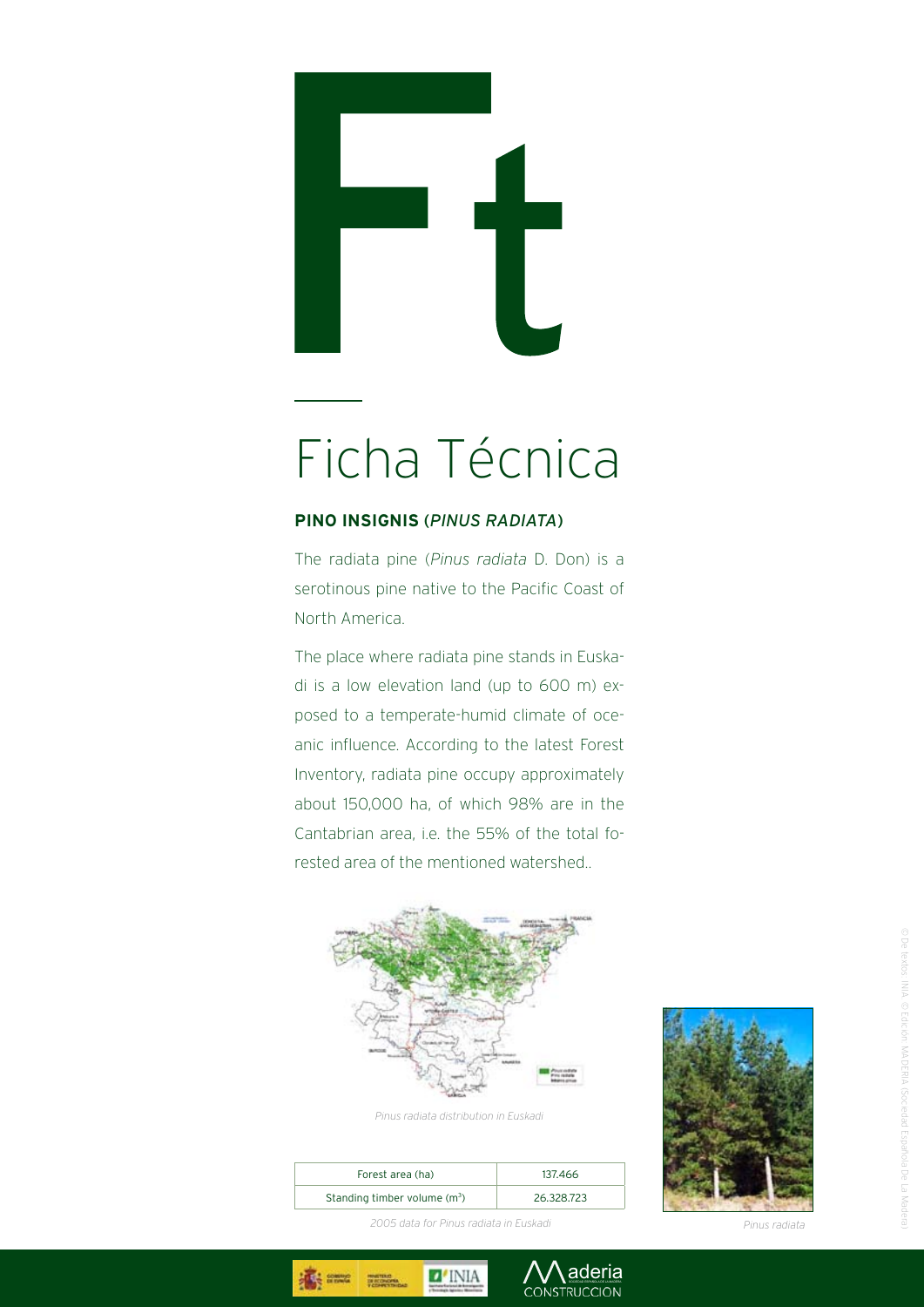# Ft

# Ficha Técnica

**PINO INSIGNIS (*PINUS RADIATA*)**

The radiata pine (*Pinus radiata* D. Don) is a serotinous pine native to the Pacific Coast of North America.

The place where radiata pine stands in Euskadi is a low elevation land (up to 600 m) exposed to a temperate-humid climate of oceanic influence. According to the latest Forest Inventory, radiata pine occupy approximately about 150,000 ha, of which 98% are in the Cantabrian area, i.e. the 55% of the total forested area of the mentioned watershed..

*Pinus radiata distribution in Euskadi*

| Forest area (ha) | 137.466 |
|---|---|
| Standing timber volume ($m^3$) | 26.328.723 |

*2005 data for Pinus radiata in Euskadi*

*Pinus radiata*

© De textos INIA. © Edición MADERIA (Sociedad Española De La Madera)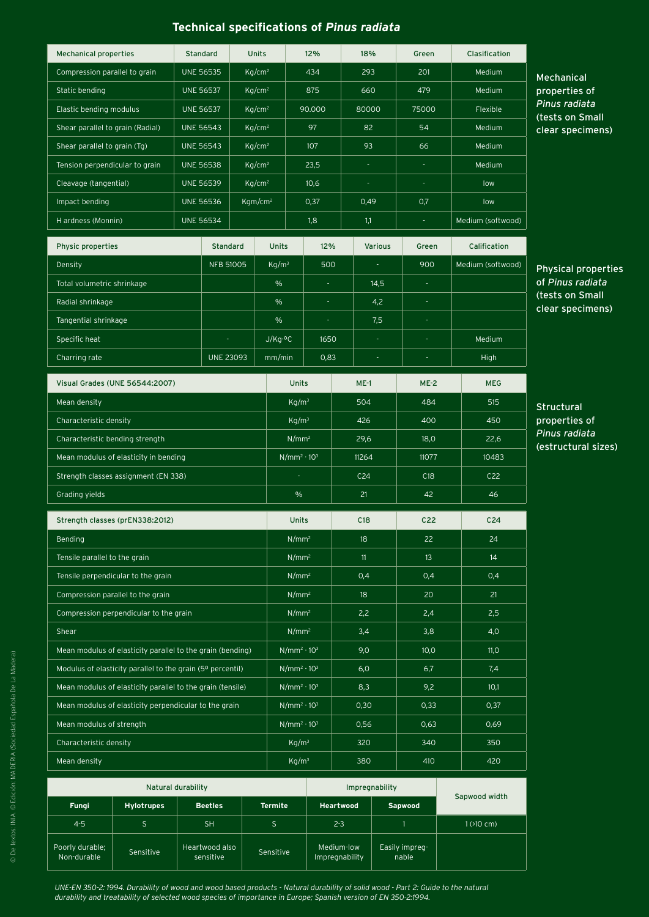# Technical specifications of *Pinus radiata*

**Mechanical properties of *Pinus radiata* (tests on Small clear specimens)**

| Mechanical properties | Standard | Units | 12% | 18% | Green | Clasification |
|---|---|---|---|---|---|---|
| Compression parallel to grain | UNE 56535 | Kg/cm² | 434 | 293 | 201 | Medium |
| Static bending | UNE 56537 | Kg/cm² | 875 | 660 | 479 | Medium |
| Elastic bending modulus | UNE 56537 | Kg/cm² | 90.000 | 80000 | 75000 | Flexible |
| Shear parallel to grain (Radial) | UNE 56543 | Kg/cm² | 97 | 82 | 54 | Medium |
| Shear parallel to grain (Tg) | UNE 56543 | Kg/cm² | 107 | 93 | 66 | Medium |
| Tension perpendicular to grain | UNE 56538 | Kg/cm² | 23,5 | - | - | Medium |
| Cleavage (tangential) | UNE 56539 | Kg/cm² | 10,6 | - | - | low |
| Impact bending | UNE 56536 | Kgm/cm² | 0,37 | 0,49 | 0,7 | low |
| H ardness (Monnin) | UNE 56534 | | 1,8 | 1,1 | - | Medium (softwood) |

**Physical properties of *Pinus radiata* (tests on Small clear specimens)**

| Physic properties | Standard | Units | 12% | Various | Green | Calification |
|---|---|---|---|---|---|---|
| Density | NFB 51005 | Kg/m³ | 500 | - | 900 | Medium (softwood) |
| Total volumetric shrinkage | | % | - | 14,5 | - | |
| Radial shrinkage | | % | - | 4,2 | - | |
| Tangential shrinkage | | % | - | 7,5 | - | |
| Specific heat | - | J/Kg·ºC | 1650 | - | - | Medium |
| Charring rate | UNE 23093 | mm/min | 0,83 | - | - | High |

**Structural properties of *Pinus radiata* (estructural sizes)**

| Visual Grades (UNE 56544:2007) | Units | ME-1 | ME-2 | MEG |
|---|---|---|---|---|
| Mean density | Kg/m³ | 504 | 484 | 515 |
| Characteristic density | Kg/m³ | 426 | 400 | 450 |
| Characteristic bending strength | N/mm² | 29,6 | 18,0 | 22,6 |
| Mean modulus of elasticity in bending | N/mm² · 10³ | 11264 | 11077 | 10483 |
| Strength classes assignment (EN 338) | - | C24 | C18 | C22 |
| Grading yields | % | 21 | 42 | 46 |

| Strength classes (prEN338:2012) | Units | C18 | C22 | C24 |
|---|---|---|---|---|
| Bending | N/mm² | 18 | 22 | 24 |
| Tensile parallel to the grain | N/mm² | 11 | 13 | 14 |
| Tensile perpendicular to the grain | N/mm² | 0,4 | 0,4 | 0,4 |
| Compression parallel to the grain | N/mm² | 18 | 20 | 21 |
| Compression perpendicular to the grain | N/mm² | 2,2 | 2,4 | 2,5 |
| Shear | N/mm² | 3,4 | 3,8 | 4,0 |
| Mean modulus of elasticity parallel to the grain (bending) | N/mm² · 10³ | 9,0 | 10,0 | 11,0 |
| Modulus of elasticity parallel to the grain (5º percentil) | N/mm² · 10³ | 6,0 | 6,7 | 7,4 |
| Mean modulus of elasticity parallel to the grain (tensile) | N/mm² · 10³ | 8,3 | 9,2 | 10,1 |
| Mean modulus of elasticity perpendicular to the grain | N/mm² · 10³ | 0,30 | 0,33 | 0,37 |
| Mean modulus of strength | N/mm² · 10³ | 0,56 | 0,63 | 0,69 |
| Characteristic density | Kg/m³ | 320 | 340 | 350 |
| Mean density | Kg/m³ | 380 | 410 | 420 |

| Natural durability | | | | Impregnability | | Sapwood width |
|---|---|---|---|---|---|---|
| Fungi | Hylotrupes | Beetles | Termite | Heartwood | Sapwood | |
| 4-5 | S | SH | S | 2-3 | 1 | 1 (>10 cm) |
| Poorly durable; Non-durable | Sensitive | Heartwood also sensitive | Sensitive | Medium-low Impregnability | Easily impregnable | |

*UNE-EN 350-2: 1994. Durability of wood and wood based products - Natural durability of solid wood - Part 2: Guide to the natural durability and treatability of selected wood species of importance in Europe; Spanish version of EN 350-2:1994.*

© De textos: INIA. © Edición: MADERIA (Sociedad Española De La Madera)